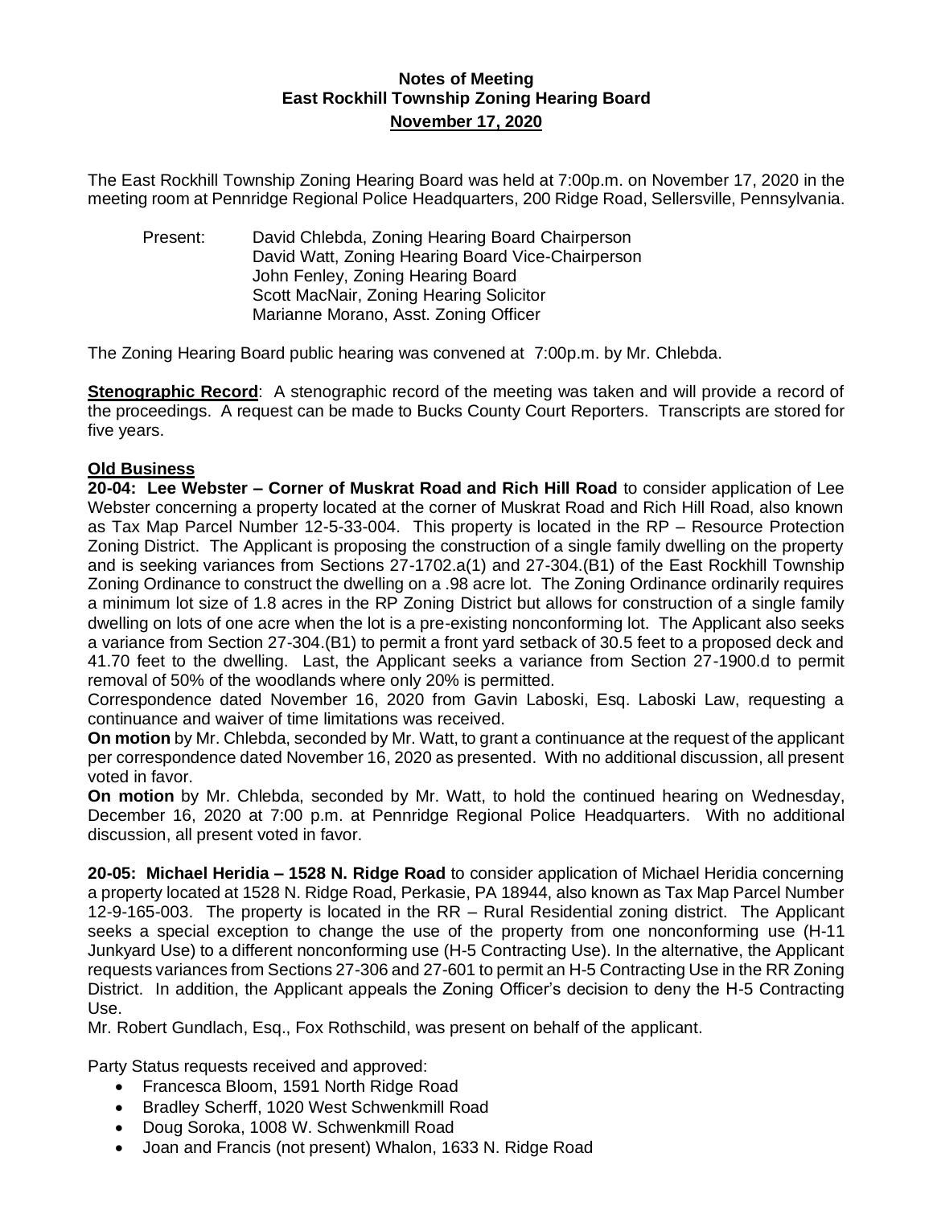# Notes of Meeting
## East Rockhill Township Zoning Hearing Board
## November 17, 2020

The East Rockhill Township Zoning Hearing Board was held at 7:00p.m. on November 17, 2020 in the meeting room at Pennridge Regional Police Headquarters, 200 Ridge Road, Sellersville, Pennsylvania.

Present: David Chlebda, Zoning Hearing Board Chairperson
David Watt, Zoning Hearing Board Vice-Chairperson
John Fenley, Zoning Hearing Board
Scott MacNair, Zoning Hearing Solicitor
Marianne Morano, Asst. Zoning Officer

The Zoning Hearing Board public hearing was convened at 7:00p.m. by Mr. Chlebda.

**Stenographic Record**: A stenographic record of the meeting was taken and will provide a record of the proceedings. A request can be made to Bucks County Court Reporters. Transcripts are stored for five years.

**Old Business**

**20-04: Lee Webster – Corner of Muskrat Road and Rich Hill Road** to consider application of Lee Webster concerning a property located at the corner of Muskrat Road and Rich Hill Road, also known as Tax Map Parcel Number 12-5-33-004. This property is located in the RP – Resource Protection Zoning District. The Applicant is proposing the construction of a single family dwelling on the property and is seeking variances from Sections 27-1702.a(1) and 27-304.(B1) of the East Rockhill Township Zoning Ordinance to construct the dwelling on a .98 acre lot. The Zoning Ordinance ordinarily requires a minimum lot size of 1.8 acres in the RP Zoning District but allows for construction of a single family dwelling on lots of one acre when the lot is a pre-existing nonconforming lot. The Applicant also seeks a variance from Section 27-304.(B1) to permit a front yard setback of 30.5 feet to a proposed deck and 41.70 feet to the dwelling. Last, the Applicant seeks a variance from Section 27-1900.d to permit removal of 50% of the woodlands where only 20% is permitted.

Correspondence dated November 16, 2020 from Gavin Laboski, Esq. Laboski Law, requesting a continuance and waiver of time limitations was received.

**On motion** by Mr. Chlebda, seconded by Mr. Watt, to grant a continuance at the request of the applicant per correspondence dated November 16, 2020 as presented. With no additional discussion, all present voted in favor.

**On motion** by Mr. Chlebda, seconded by Mr. Watt, to hold the continued hearing on Wednesday, December 16, 2020 at 7:00 p.m. at Pennridge Regional Police Headquarters. With no additional discussion, all present voted in favor.

**20-05: Michael Heridia – 1528 N. Ridge Road** to consider application of Michael Heridia concerning a property located at 1528 N. Ridge Road, Perkasie, PA 18944, also known as Tax Map Parcel Number 12-9-165-003. The property is located in the RR – Rural Residential zoning district. The Applicant seeks a special exception to change the use of the property from one nonconforming use (H-11 Junkyard Use) to a different nonconforming use (H-5 Contracting Use). In the alternative, the Applicant requests variances from Sections 27-306 and 27-601 to permit an H-5 Contracting Use in the RR Zoning District. In addition, the Applicant appeals the Zoning Officer's decision to deny the H-5 Contracting Use.

Mr. Robert Gundlach, Esq., Fox Rothschild, was present on behalf of the applicant.

Party Status requests received and approved:

- Francesca Bloom, 1591 North Ridge Road
- Bradley Scherff, 1020 West Schwenkmill Road
- Doug Soroka, 1008 W. Schwenkmill Road
- Joan and Francis (not present) Whalon, 1633 N. Ridge Road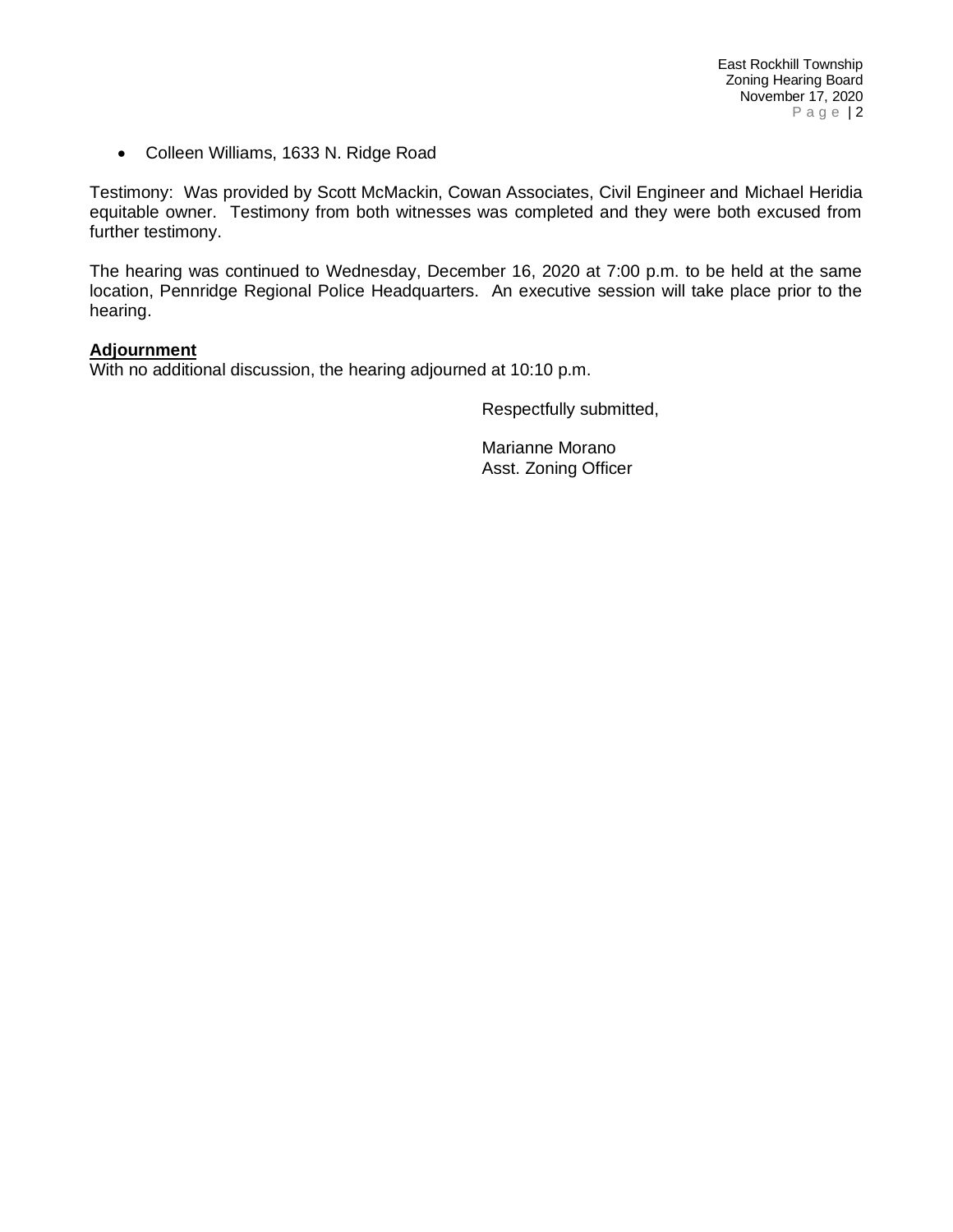- Colleen Williams, 1633 N. Ridge Road

Testimony: Was provided by Scott McMackin, Cowan Associates, Civil Engineer and Michael Heridia equitable owner. Testimony from both witnesses was completed and they were both excused from further testimony.

The hearing was continued to Wednesday, December 16, 2020 at 7:00 p.m. to be held at the same location, Pennridge Regional Police Headquarters. An executive session will take place prior to the hearing.

**Adjournment**

With no additional discussion, the hearing adjourned at 10:10 p.m.

Respectfully submitted,

Marianne Morano
Asst. Zoning Officer